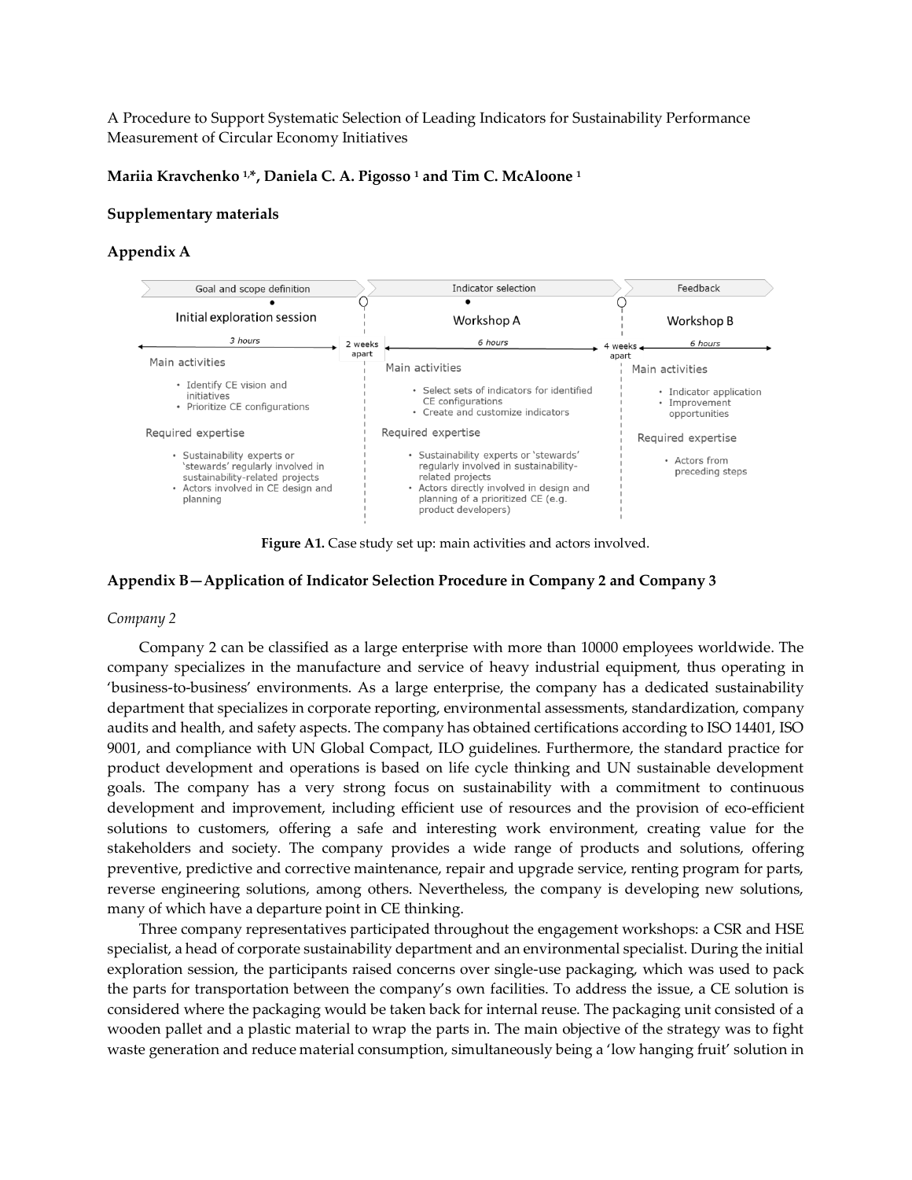A Procedure to Support Systematic Selection of Leading Indicators for Sustainability Performance Measurement of Circular Economy Initiatives

**Mariia Kravchenko [1,*], Daniela C. A. Pigosso [1] and Tim C. McAloone [1]**

**Supplementary materials**

**Appendix A**

| Goal and scope definition | | Indicator selection | | Feedback |
|---|---|---|---|---|
| Initial exploration session | | Workshop A | | Workshop B |
| 3 hours | 2 weeks apart | 6 hours | 4 weeks apart | 6 hours |
| Main activities<br>• Identify CE vision and initiatives<br>• Prioritize CE configurations | | Main activities<br>• Select sets of indicators for identified CE configurations<br>• Create and customize indicators | | Main activities<br>• Indicator application<br>• Improvement opportunities |
| Required expertise<br>• Sustainability experts or 'stewards' regularly involved in sustainability-related projects<br>• Actors involved in CE design and planning | | Required expertise<br>• Sustainability experts or 'stewards' regularly involved in sustainability-related projects<br>• Actors directly involved in design and planning of a prioritized CE (e.g. product developers) | | Required expertise<br>• Actors from preceding steps |

**Figure A1.** Case study set up: main activities and actors involved.

## Appendix B—Application of Indicator Selection Procedure in Company 2 and Company 3

*Company 2*

Company 2 can be classified as a large enterprise with more than 10000 employees worldwide. The company specializes in the manufacture and service of heavy industrial equipment, thus operating in 'business-to-business' environments. As a large enterprise, the company has a dedicated sustainability department that specializes in corporate reporting, environmental assessments, standardization, company audits and health, and safety aspects. The company has obtained certifications according to ISO 14401, ISO 9001, and compliance with UN Global Compact, ILO guidelines. Furthermore, the standard practice for product development and operations is based on life cycle thinking and UN sustainable development goals. The company has a very strong focus on sustainability with a commitment to continuous development and improvement, including efficient use of resources and the provision of eco-efficient solutions to customers, offering a safe and interesting work environment, creating value for the stakeholders and society. The company provides a wide range of products and solutions, offering preventive, predictive and corrective maintenance, repair and upgrade service, renting program for parts, reverse engineering solutions, among others. Nevertheless, the company is developing new solutions, many of which have a departure point in CE thinking.

Three company representatives participated throughout the engagement workshops: a CSR and HSE specialist, a head of corporate sustainability department and an environmental specialist. During the initial exploration session, the participants raised concerns over single-use packaging, which was used to pack the parts for transportation between the company's own facilities. To address the issue, a CE solution is considered where the packaging would be taken back for internal reuse. The packaging unit consisted of a wooden pallet and a plastic material to wrap the parts in. The main objective of the strategy was to fight waste generation and reduce material consumption, simultaneously being a 'low hanging fruit' solution in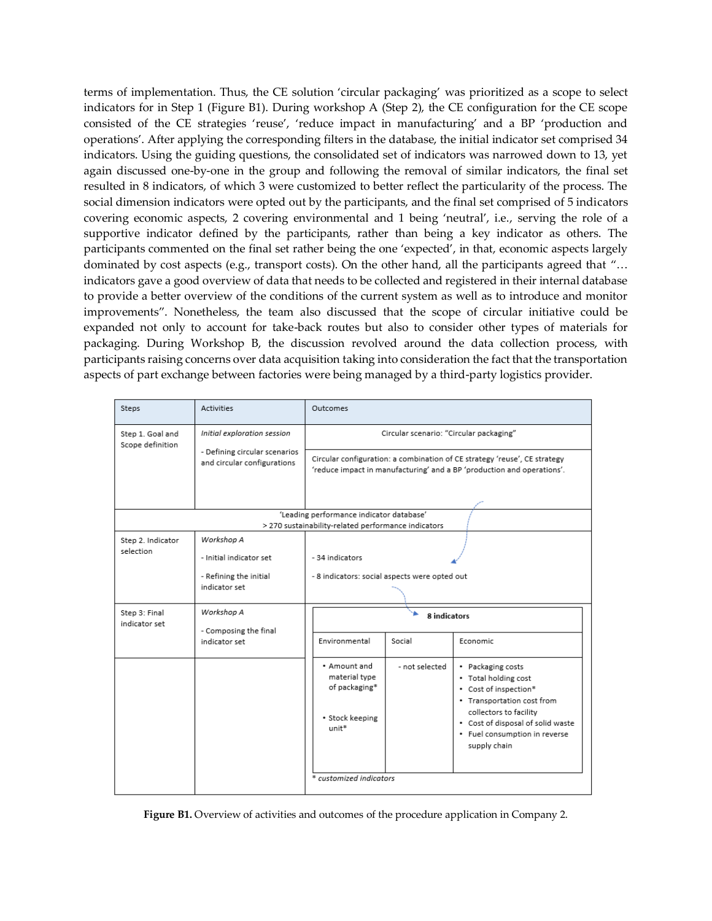terms of implementation. Thus, the CE solution 'circular packaging' was prioritized as a scope to select indicators for in Step 1 (Figure B1). During workshop A (Step 2), the CE configuration for the CE scope consisted of the CE strategies 'reuse', 'reduce impact in manufacturing' and a BP 'production and operations'. After applying the corresponding filters in the database, the initial indicator set comprised 34 indicators. Using the guiding questions, the consolidated set of indicators was narrowed down to 13, yet again discussed one-by-one in the group and following the removal of similar indicators, the final set resulted in 8 indicators, of which 3 were customized to better reflect the particularity of the process. The social dimension indicators were opted out by the participants, and the final set comprised of 5 indicators covering economic aspects, 2 covering environmental and 1 being 'neutral', i.e., serving the role of a supportive indicator defined by the participants, rather than being a key indicator as others. The participants commented on the final set rather being the one 'expected', in that, economic aspects largely dominated by cost aspects (e.g., transport costs). On the other hand, all the participants agreed that "… indicators gave a good overview of data that needs to be collected and registered in their internal database to provide a better overview of the conditions of the current system as well as to introduce and monitor improvements". Nonetheless, the team also discussed that the scope of circular initiative could be expanded not only to account for take-back routes but also to consider other types of materials for packaging. During Workshop B, the discussion revolved around the data collection process, with participants raising concerns over data acquisition taking into consideration the fact that the transportation aspects of part exchange between factories were being managed by a third-party logistics provider.

| Steps | Activities | Outcomes | | |
|---|---|---|---|---|
| Step 1. Goal and Scope definition | *Initial exploration session*<br>- Defining circular scenarios and circular configurations | Circular scenario: "Circular packaging" | | |
| | | Circular configuration: a combination of CE strategy 'reuse', CE strategy 'reduce impact in manufacturing' and a BP 'production and operations'. | | |
| 'Leading performance indicator database'<br>> 270 sustainability-related performance indicators | | | | |
| Step 2. Indicator selection | *Workshop A*<br>- Initial indicator set<br>- Refining the initial indicator set | - 34 indicators<br>- 8 indicators: social aspects were opted out | | |
| Step 3: Final indicator set | *Workshop A*<br>- Composing the final indicator set | **8 indicators** | | |
| | | Environmental | Social | Economic |
| | | • Amount and material type of packaging*<br>• Stock keeping unit* | - not selected | • Packaging costs<br>• Total holding cost<br>• Cost of inspection*<br>• Transportation cost from collectors to facility<br>• Cost of disposal of solid waste<br>• Fuel consumption in reverse supply chain |
| | | * *customized indicators* | | |

**Figure B1.** Overview of activities and outcomes of the procedure application in Company 2.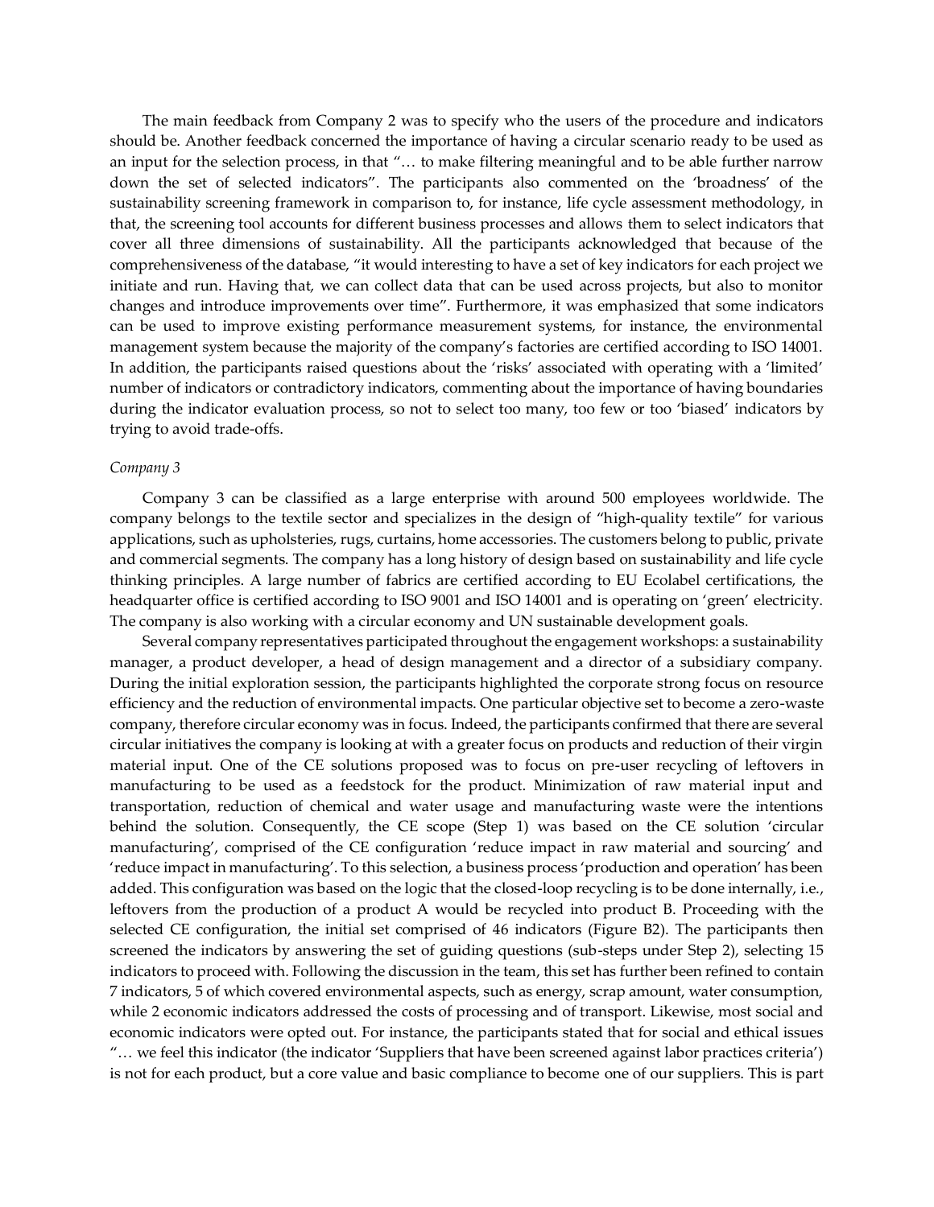The main feedback from Company 2 was to specify who the users of the procedure and indicators should be. Another feedback concerned the importance of having a circular scenario ready to be used as an input for the selection process, in that "… to make filtering meaningful and to be able further narrow down the set of selected indicators". The participants also commented on the 'broadness' of the sustainability screening framework in comparison to, for instance, life cycle assessment methodology, in that, the screening tool accounts for different business processes and allows them to select indicators that cover all three dimensions of sustainability. All the participants acknowledged that because of the comprehensiveness of the database, "it would interesting to have a set of key indicators for each project we initiate and run. Having that, we can collect data that can be used across projects, but also to monitor changes and introduce improvements over time". Furthermore, it was emphasized that some indicators can be used to improve existing performance measurement systems, for instance, the environmental management system because the majority of the company's factories are certified according to ISO 14001. In addition, the participants raised questions about the 'risks' associated with operating with a 'limited' number of indicators or contradictory indicators, commenting about the importance of having boundaries during the indicator evaluation process, so not to select too many, too few or too 'biased' indicators by trying to avoid trade-offs.

*Company 3*

Company 3 can be classified as a large enterprise with around 500 employees worldwide. The company belongs to the textile sector and specializes in the design of "high-quality textile" for various applications, such as upholsteries, rugs, curtains, home accessories. The customers belong to public, private and commercial segments. The company has a long history of design based on sustainability and life cycle thinking principles. A large number of fabrics are certified according to EU Ecolabel certifications, the headquarter office is certified according to ISO 9001 and ISO 14001 and is operating on 'green' electricity. The company is also working with a circular economy and UN sustainable development goals.

Several company representatives participated throughout the engagement workshops: a sustainability manager, a product developer, a head of design management and a director of a subsidiary company. During the initial exploration session, the participants highlighted the corporate strong focus on resource efficiency and the reduction of environmental impacts. One particular objective set to become a zero-waste company, therefore circular economy was in focus. Indeed, the participants confirmed that there are several circular initiatives the company is looking at with a greater focus on products and reduction of their virgin material input. One of the CE solutions proposed was to focus on pre-user recycling of leftovers in manufacturing to be used as a feedstock for the product. Minimization of raw material input and transportation, reduction of chemical and water usage and manufacturing waste were the intentions behind the solution. Consequently, the CE scope (Step 1) was based on the CE solution 'circular manufacturing', comprised of the CE configuration 'reduce impact in raw material and sourcing' and 'reduce impact in manufacturing'. To this selection, a business process 'production and operation' has been added. This configuration was based on the logic that the closed-loop recycling is to be done internally, i.e., leftovers from the production of a product A would be recycled into product B. Proceeding with the selected CE configuration, the initial set comprised of 46 indicators (Figure B2). The participants then screened the indicators by answering the set of guiding questions (sub-steps under Step 2), selecting 15 indicators to proceed with. Following the discussion in the team, this set has further been refined to contain 7 indicators, 5 of which covered environmental aspects, such as energy, scrap amount, water consumption, while 2 economic indicators addressed the costs of processing and of transport. Likewise, most social and economic indicators were opted out. For instance, the participants stated that for social and ethical issues "… we feel this indicator (the indicator 'Suppliers that have been screened against labor practices criteria') is not for each product, but a core value and basic compliance to become one of our suppliers. This is part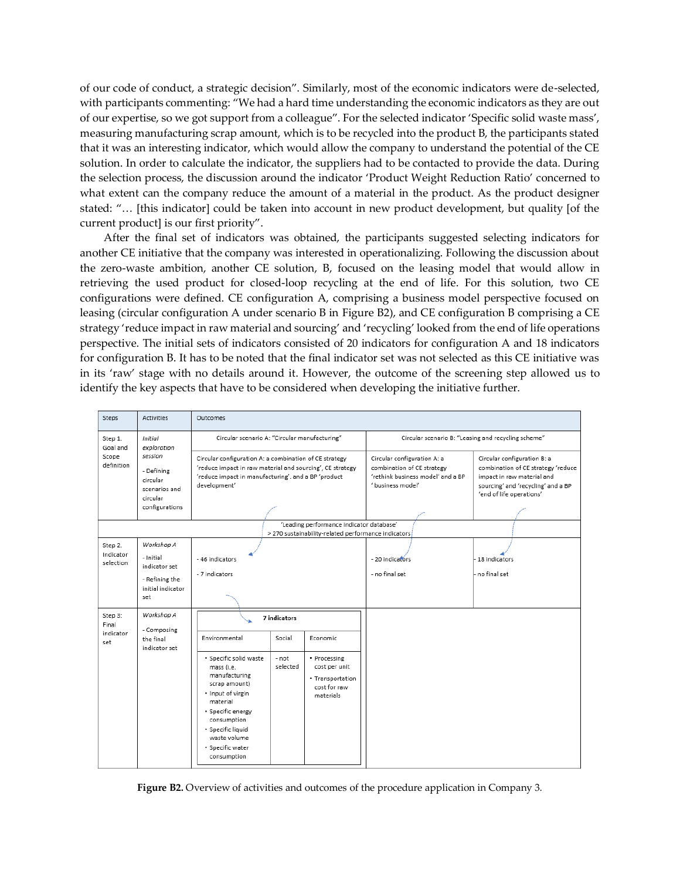of our code of conduct, a strategic decision". Similarly, most of the economic indicators were de-selected, with participants commenting: "We had a hard time understanding the economic indicators as they are out of our expertise, so we got support from a colleague". For the selected indicator 'Specific solid waste mass', measuring manufacturing scrap amount, which is to be recycled into the product B, the participants stated that it was an interesting indicator, which would allow the company to understand the potential of the CE solution. In order to calculate the indicator, the suppliers had to be contacted to provide the data. During the selection process, the discussion around the indicator 'Product Weight Reduction Ratio' concerned to what extent can the company reduce the amount of a material in the product. As the product designer stated: "… [this indicator] could be taken into account in new product development, but quality [of the current product] is our first priority".

After the final set of indicators was obtained, the participants suggested selecting indicators for another CE initiative that the company was interested in operationalizing. Following the discussion about the zero-waste ambition, another CE solution, B, focused on the leasing model that would allow in retrieving the used product for closed-loop recycling at the end of life. For this solution, two CE configurations were defined. CE configuration A, comprising a business model perspective focused on leasing (circular configuration A under scenario B in Figure B2), and CE configuration B comprising a CE strategy 'reduce impact in raw material and sourcing' and 'recycling' looked from the end of life operations perspective. The initial sets of indicators consisted of 20 indicators for configuration A and 18 indicators for configuration B. It has to be noted that the final indicator set was not selected as this CE initiative was in its 'raw' stage with no details around it. However, the outcome of the screening step allowed us to identify the key aspects that have to be considered when developing the initiative further.

| Steps | Activities | Outcomes | | |
|---|---|---|---|---|
| Step 1. Goal and Scope definition | *Initial exploration session*<br>- Defining circular scenarios and circular configurations | Circular scenario A: "Circular manufacturing" | Circular scenario B: "Leasing and recycling scheme" | |
| | | Circular configuration A: a combination of CE strategy 'reduce impact in raw material and sourcing', CE strategy 'reduce impact in manufacturing'. and a BP 'product development' | Circular configuration A: a combination of CE strategy 'rethink business model' and a BP 'business model' | Circular configuration B: a combination of CE strategy 'reduce impact in raw material and sourcing' and 'recycling' and a BP 'end of life operations' |
| | | 'Leading performance indicator database' > 270 sustainability-related performance indicators | | |
| Step 2. Indicator selection | *Workshop A*<br>- Initial indicator set<br>- Refining the initial indicator set | - 46 indicators<br>- 7 indicators | - 20 indicators<br>- no final set | - 18 indicators<br>- no final set |
| Step 3: Final indicator set | *Workshop A*<br>- Composing the final indicator set | **7 indicators**<br>Environmental: • Specific solid waste mass (i.e. manufacturing scrap amount) • Input of virgin material • Specific energy consumption • Specific liquid waste volume • Specific water consumption<br>Social: - not selected<br>Economic: • Processing cost per unit • Transportation cost for raw materials | | |

**Figure B2.** Overview of activities and outcomes of the procedure application in Company 3.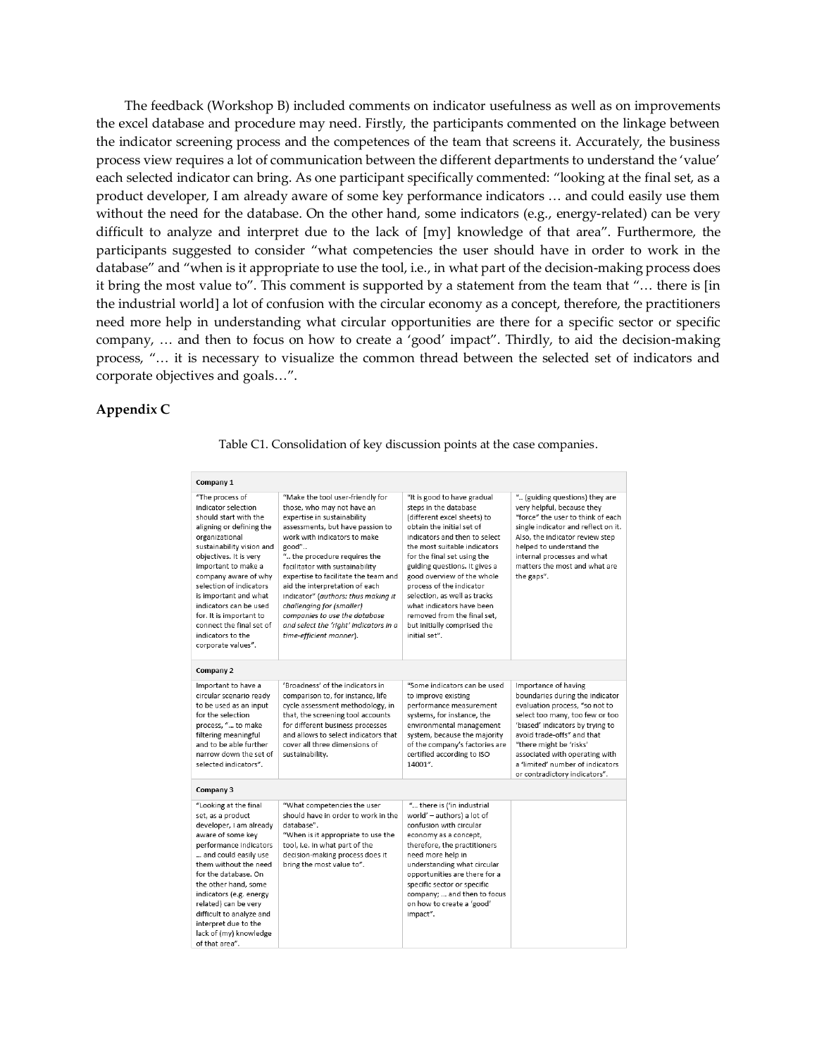The feedback (Workshop B) included comments on indicator usefulness as well as on improvements the excel database and procedure may need. Firstly, the participants commented on the linkage between the indicator screening process and the competences of the team that screens it. Accurately, the business process view requires a lot of communication between the different departments to understand the 'value' each selected indicator can bring. As one participant specifically commented: "looking at the final set, as a product developer, I am already aware of some key performance indicators … and could easily use them without the need for the database. On the other hand, some indicators (e.g., energy-related) can be very difficult to analyze and interpret due to the lack of [my] knowledge of that area". Furthermore, the participants suggested to consider "what competencies the user should have in order to work in the database" and "when is it appropriate to use the tool, i.e., in what part of the decision-making process does it bring the most value to". This comment is supported by a statement from the team that "… there is [in the industrial world] a lot of confusion with the circular economy as a concept, therefore, the practitioners need more help in understanding what circular opportunities are there for a specific sector or specific company, … and then to focus on how to create a 'good' impact". Thirdly, to aid the decision-making process, "… it is necessary to visualize the common thread between the selected set of indicators and corporate objectives and goals…".

## Appendix C

Table C1. Consolidation of key discussion points at the case companies.

| | | | |
|---|---|---|---|
| **Company 1** | | | |
| "The process of indicator selection should start with the aligning or defining the organizational sustainability vision and objectives. It is very important to make a company aware of why selection of indicators is important and what indicators can be used for. It is important to connect the final set of indicators to the corporate values". | "Make the tool user-friendly for those, who may not have an expertise in sustainability assessments, but have passion to work with indicators to make good".. "… the procedure requires the facilitator with sustainability expertise to facilitate the team and aid the interpretation of each indicator" (*authors: thus making it challenging for (smaller) companies to use the database and select the 'right' indicators in a time-efficient manner*). | "It is good to have gradual steps in the database (different excel sheets) to obtain the initial set of indicators and then to select the most suitable indicators for the final set using the guiding questions. It gives a good overview of the whole process of the indicator selection, as well as tracks what indicators have been removed from the final set, but initially comprised the initial set". | ".. (guiding questions) they are very helpful, because they "force" the user to think of each single indicator and reflect on it. Also, the indicator review step helped to understand the internal processes and what matters the most and what are the gaps". |
| **Company 2** | | | |
| Important to have a circular scenario ready to be used as an input for the selection process, "… to make filtering meaningful and to be able further narrow down the set of selected indicators". | 'Broadness' of the indicators in comparison to, for instance, life cycle assessment methodology, in that, the screening tool accounts for different business processes and allows to select indicators that cover all three dimensions of sustainability. | "Some indicators can be used to improve existing performance measurement systems, for instance, the environmental management system, because the majority of the company's factories are certified according to ISO 14001". | Importance of having boundaries during the indicator evaluation process, "so not to select too many, too few or too 'biased' indicators by trying to avoid trade-offs" and that "there might be 'risks' associated with operating with a 'limited' number of indicators or contradictory indicators". |
| **Company 3** | | | |
| "Looking at the final set, as a product developer, I am already aware of some key performance indicators … and could easily use them without the need for the database. On the other hand, some indicators (e.g. energy related) can be very difficult to analyze and interpret due to the lack of (my) knowledge of that area". | "What competencies the user should have in order to work in the database". "When is it appropriate to use the tool, i.e. in what part of the decision-making process does it bring the most value to". | "… there is ('in industrial world' – authors) a lot of confusion with circular economy as a concept, therefore, the practitioners need more help in understanding what circular opportunities are there for a specific sector or specific company; … and then to focus on how to create a 'good' impact". | |